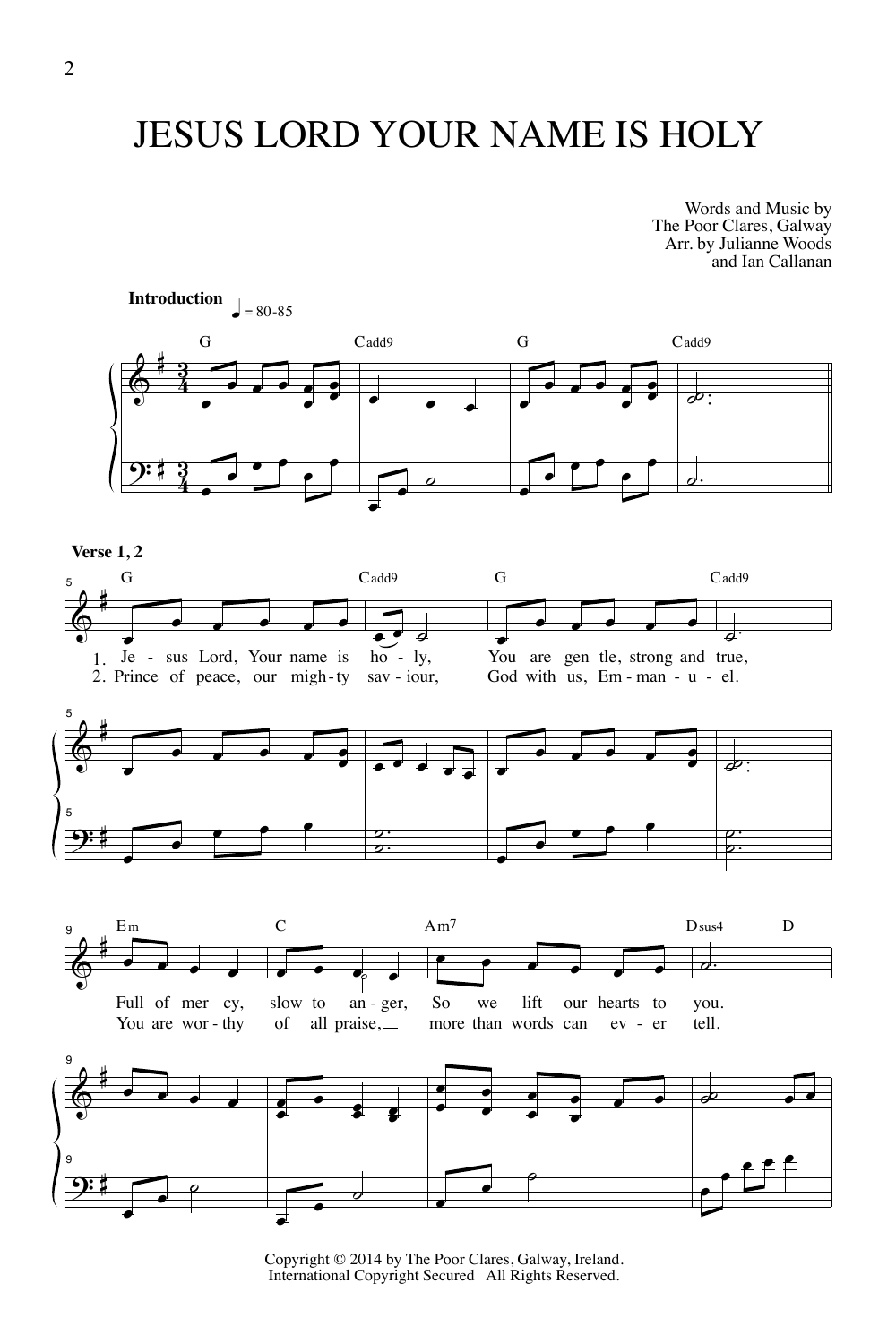# JESUS LORD YOUR NAME IS HOLY

Words and Music by
The Poor Clares, Galway
Arr. by Julianne Woods
and Ian Callanan

**Introduction** ♩ = 80-85

G Cadd9 G Cadd9

**Verse 1, 2**

G Cadd9 G Cadd9

1. Je - sus Lord, Your name is ho - ly, You are gen tle, strong and true,
2. Prince of peace, our migh - ty sav - iour, God with us, Em - man - u - el.

Em C Am7 Dsus4 D

Full of mer cy, slow to an - ger, So we lift our hearts to you.
You are wor - thy of all praise, more than words can ev - er tell.

Copyright © 2014 by The Poor Clares, Galway, Ireland.
International Copyright Secured All Rights Reserved.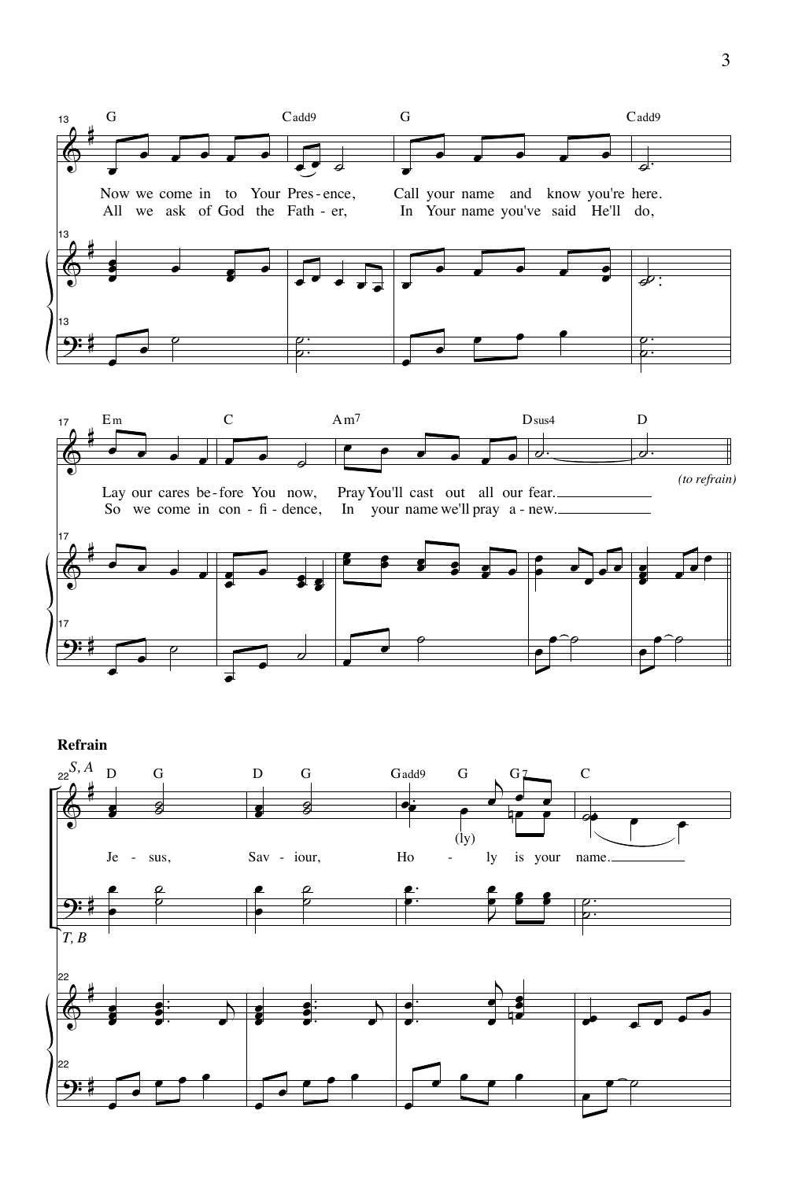Now we come in to Your Pres - ence, Call your name and know you're here.
All we ask of God the Fath - er, In Your name you've said He'll do,

Lay our cares be - fore You now, Pray You'll cast out all our fear.
So we come in con - fi - dence, In your name we'll pray a - new.

*(to refrain)*

**Refrain**

Je - sus, Sav - iour, Ho - ly is your name.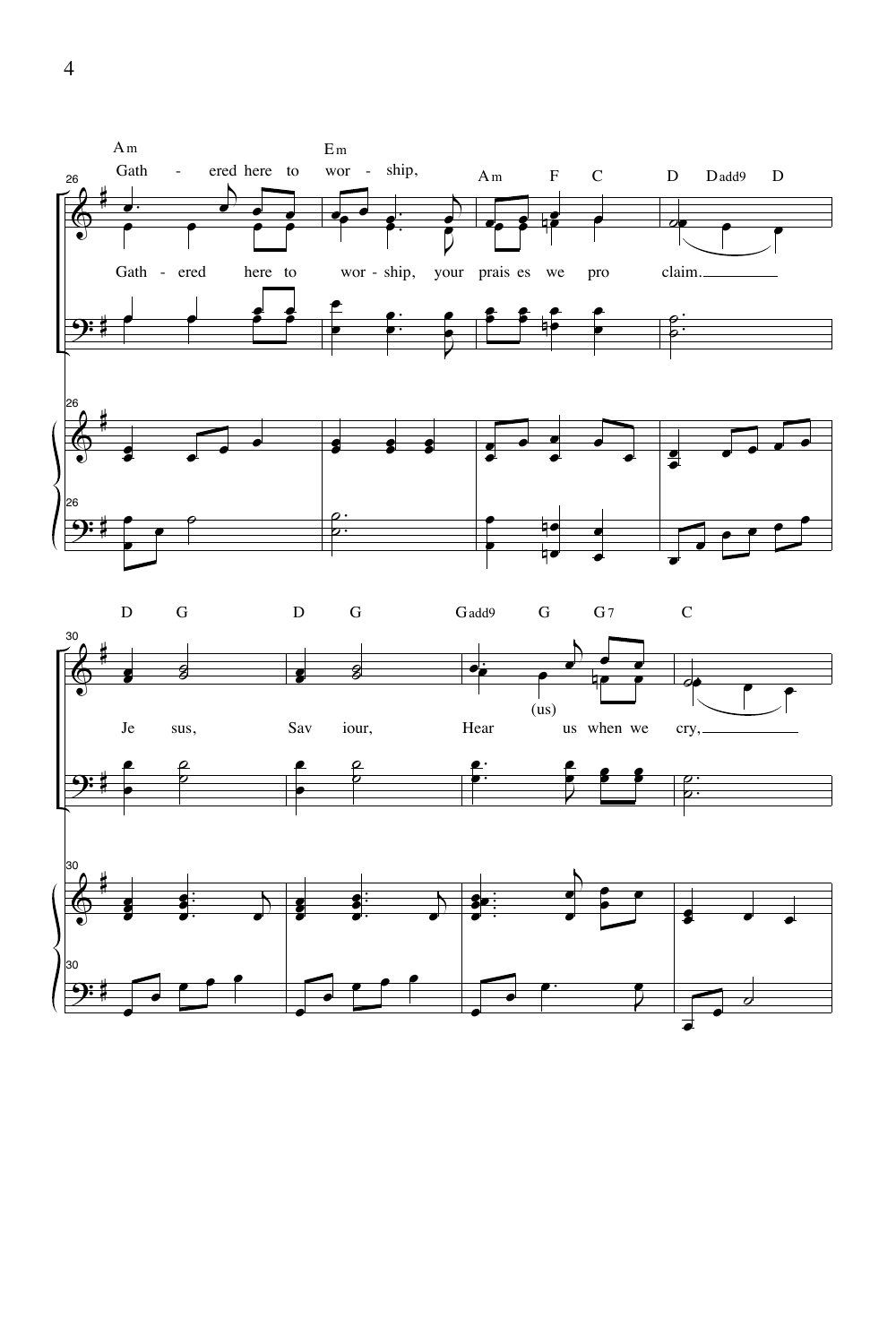Am Em
Gath - ered here to wor - ship,

Am F C D Dadd9 D

Gath - ered here to wor - ship, your prais es we pro claim.

D G D G Gadd9 G G7 C

(us)

Je sus, Sav iour, Hear us when we cry,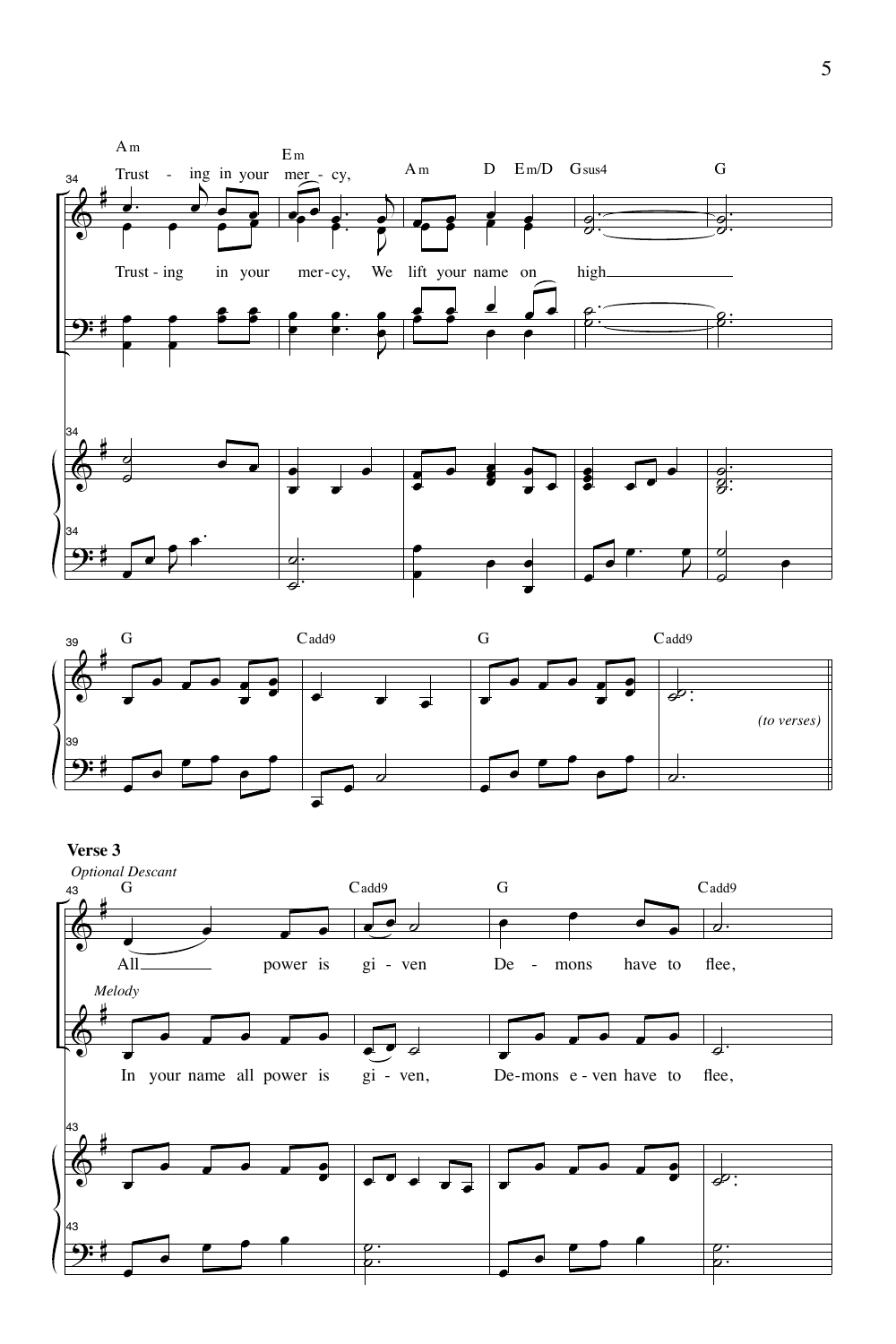**Verse 3**

*Optional Descant*

All power is gi - ven De - mons have to flee,

*Melody*

In your name all power is gi - ven, De-mons e - ven have to flee,

Trust - ing in your mer - cy,

Trust - ing in your mer - cy, We lift your name on high

*(to verses)*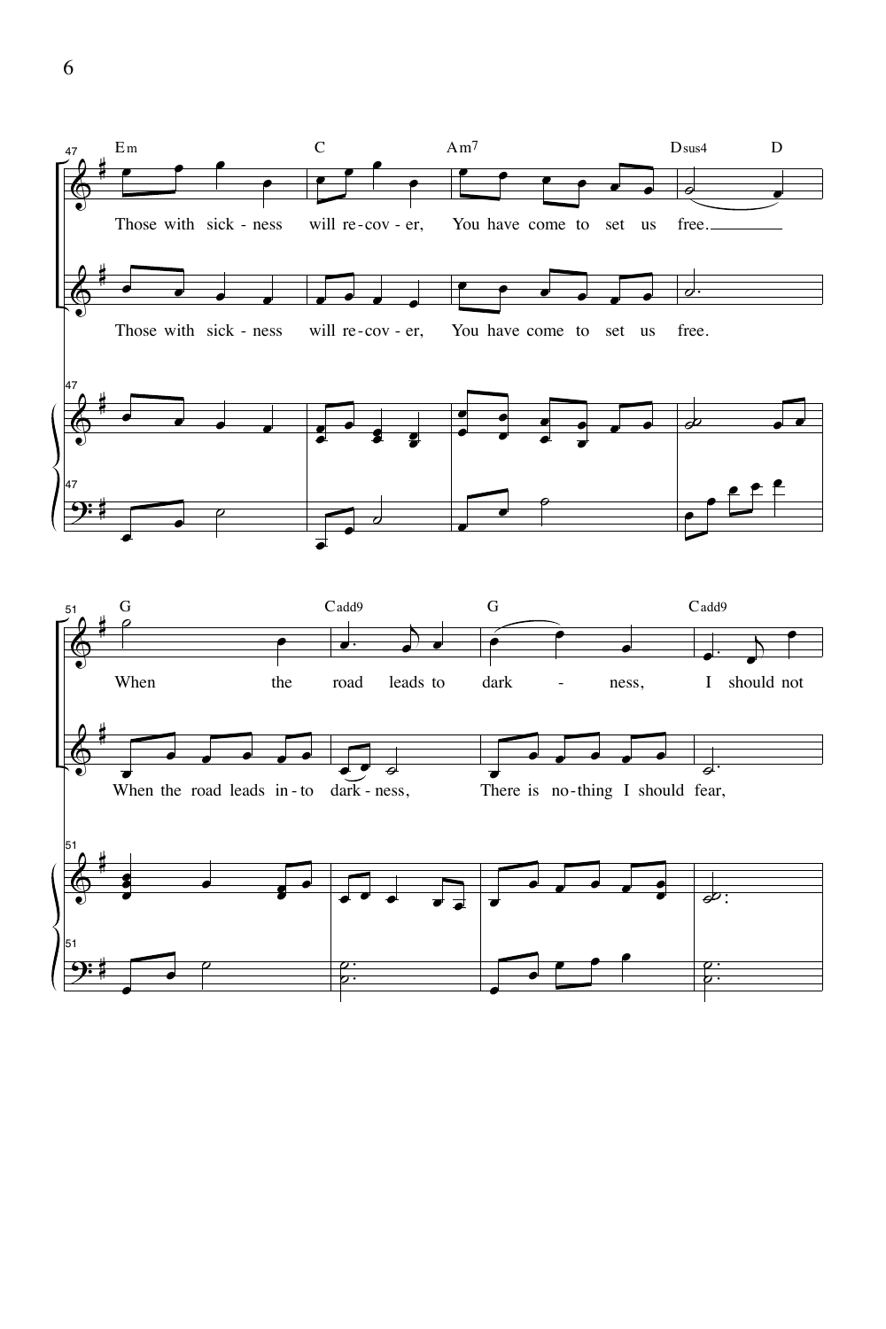Em C Am7 Dsus4 D

Those with sick - ness will re - cov - er, You have come to set us free.

Those with sick - ness will re - cov - er, You have come to set us free.

G Cadd9 G Cadd9

When the road leads to dark - ness, I should not

When the road leads in - to dark - ness, There is no - thing I should fear,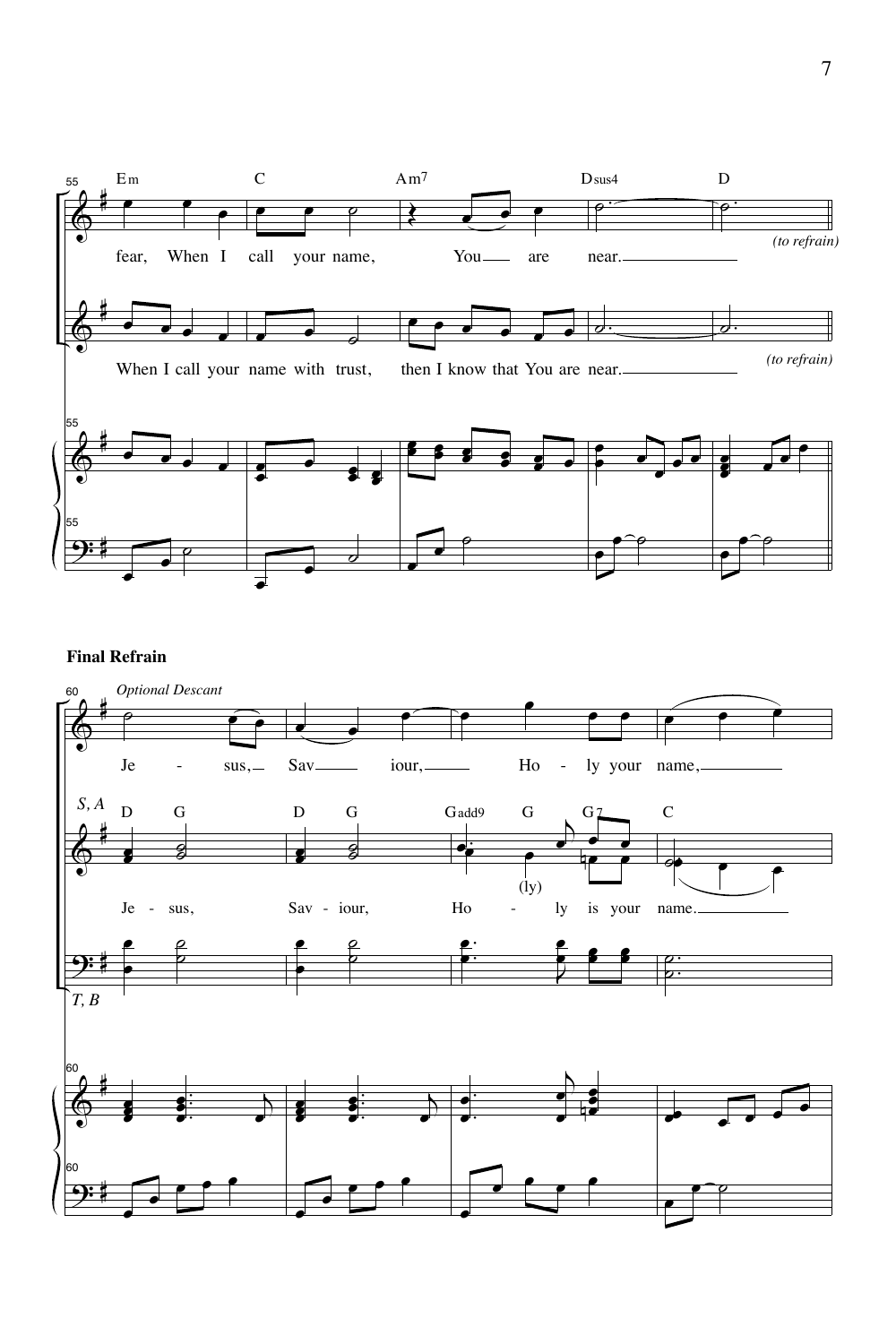**Final Refrain**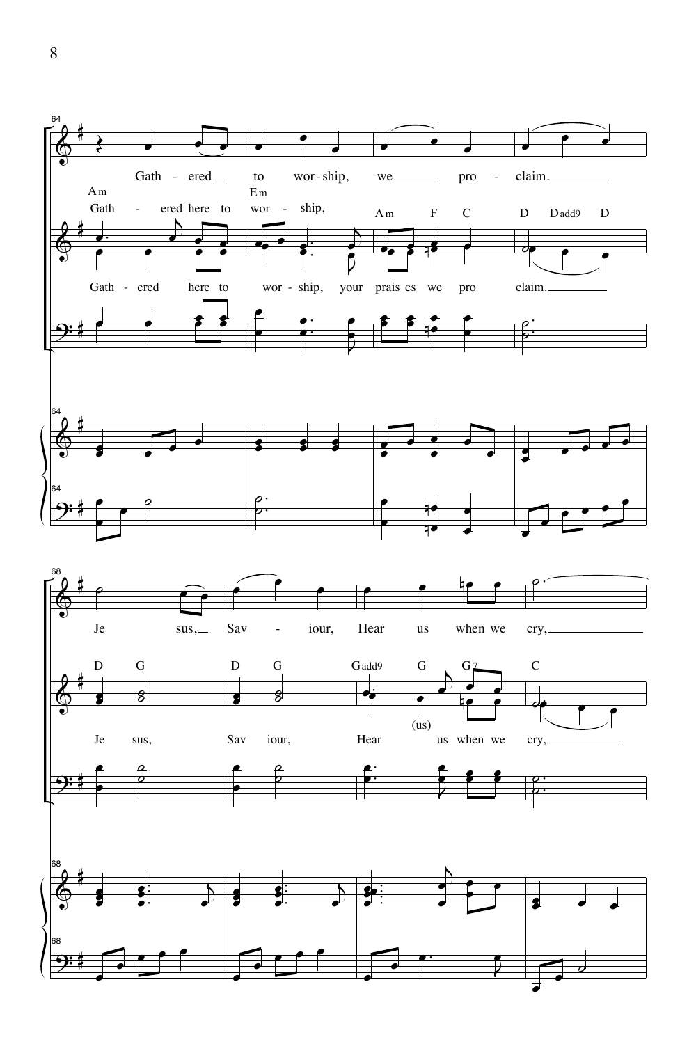Gath - ered to wor - ship, we pro - claim.

Gath - ered here to wor - ship,

Gath - ered here to wor - ship, your prais es we pro claim.

Je sus, Sav - iour, Hear us when we cry,

(us)

Je sus, Sav iour, Hear us when we cry,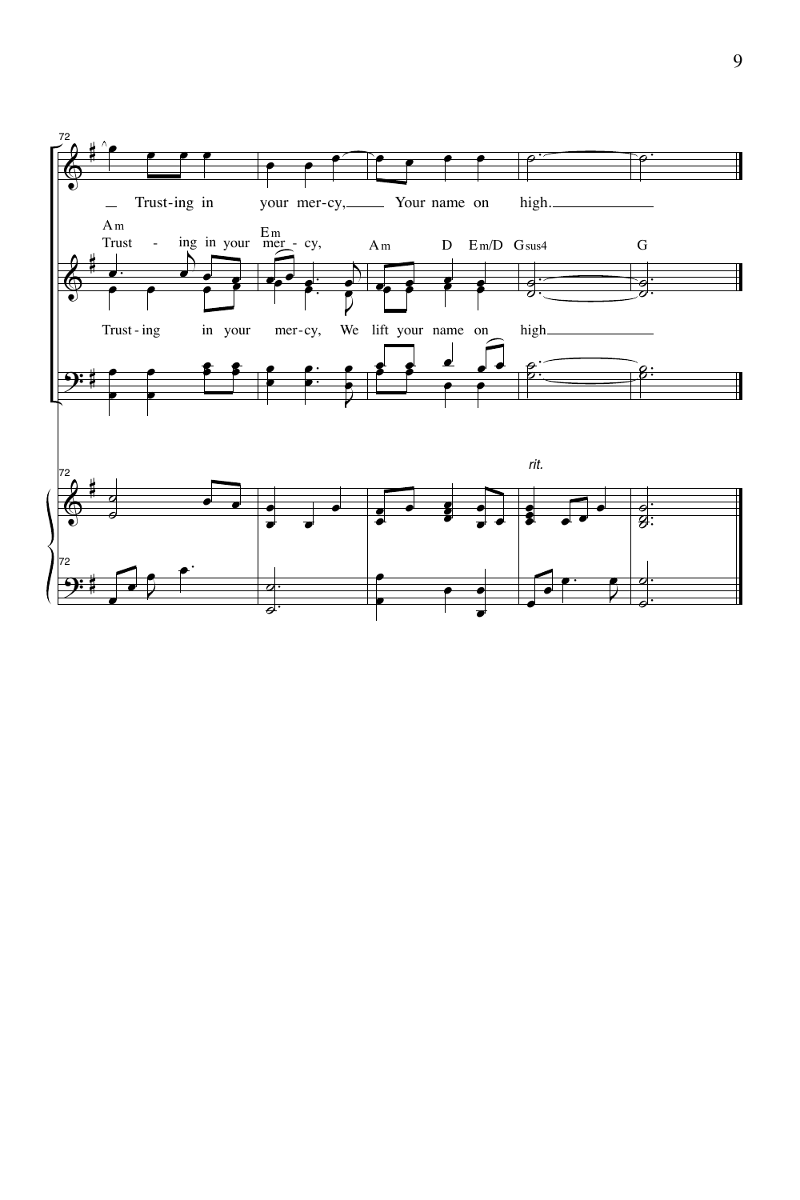Trust-ing in your mer-cy, Your name on high.

Am Em Am D Em/D Gsus4 G

Trust - ing in your mer - cy,

Trust-ing in your mer-cy, We lift your name on high

*rit.*